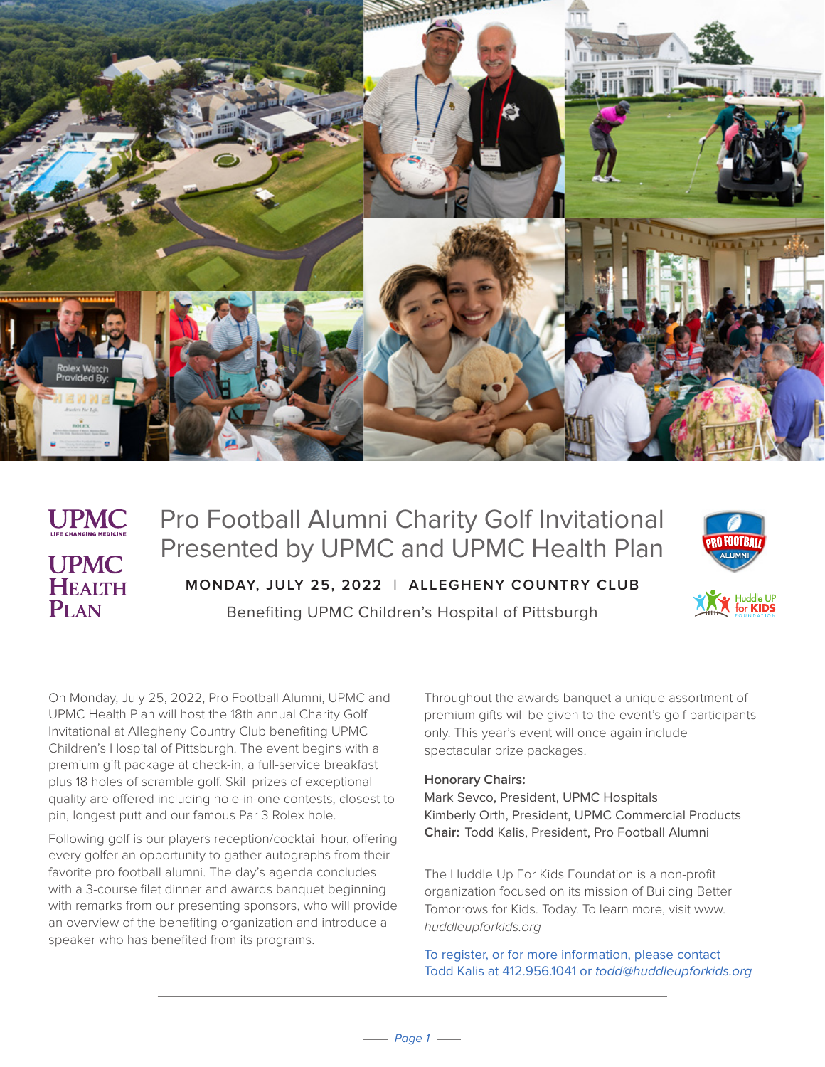UPMC
LIFE CHANGING MEDICINE

UPMC HEALTH PLAN

# Pro Football Alumni Charity Golf Invitational Presented by UPMC and UPMC Health Plan

**MONDAY, JULY 25, 2022 | ALLEGHENY COUNTRY CLUB**

Benefiting UPMC Children's Hospital of Pittsburgh

PRO FOOTBALL ALUMNI

Huddle UP for KIDS FOUNDATION

---

On Monday, July 25, 2022, Pro Football Alumni, UPMC and UPMC Health Plan will host the 18th annual Charity Golf Invitational at Allegheny Country Club benefiting UPMC Children's Hospital of Pittsburgh. The event begins with a premium gift package at check-in, a full-service breakfast plus 18 holes of scramble golf. Skill prizes of exceptional quality are offered including hole-in-one contests, closest to pin, longest putt and our famous Par 3 Rolex hole.

Following golf is our players reception/cocktail hour, offering every golfer an opportunity to gather autographs from their favorite pro football alumni. The day's agenda concludes with a 3-course filet dinner and awards banquet beginning with remarks from our presenting sponsors, who will provide an overview of the benefiting organization and introduce a speaker who has benefited from its programs.

Throughout the awards banquet a unique assortment of premium gifts will be given to the event's golf participants only. This year's event will once again include spectacular prize packages.

**Honorary Chairs:**
Mark Sevco, President, UPMC Hospitals
Kimberly Orth, President, UPMC Commercial Products
**Chair:** Todd Kalis, President, Pro Football Alumni

---

The Huddle Up For Kids Foundation is a non-profit organization focused on its mission of Building Better Tomorrows for Kids. Today. To learn more, visit www. *huddleupforkids.org*

To register, or for more information, please contact Todd Kalis at 412.956.1041 or *todd@huddleupforkids.org*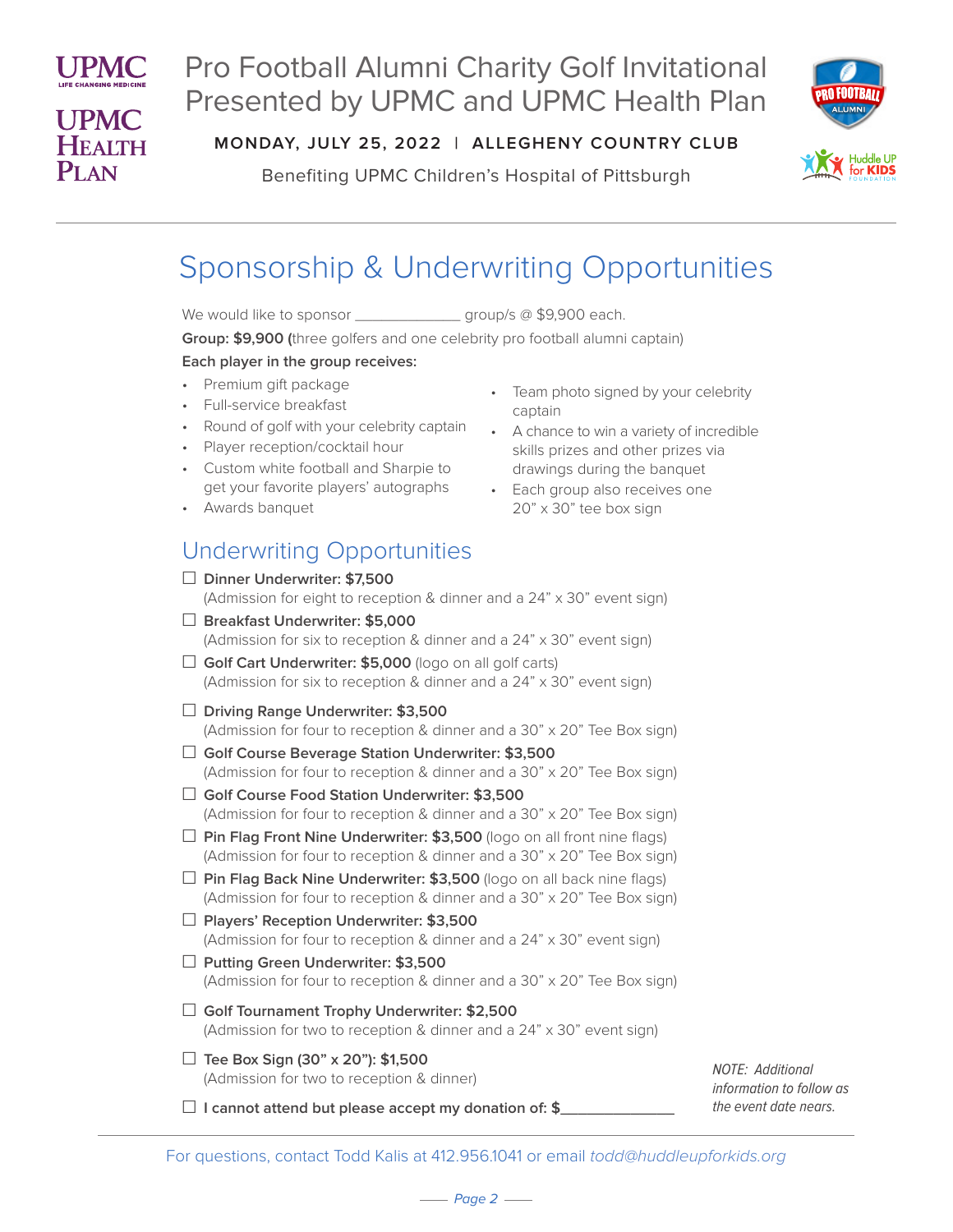# Pro Football Alumni Charity Golf Invitational Presented by UPMC and UPMC Health Plan

**MONDAY, JULY 25, 2022 | ALLEGHENY COUNTRY CLUB**

Benefiting UPMC Children's Hospital of Pittsburgh

## Sponsorship & Underwriting Opportunities

We would like to sponsor _____________ group/s @ $9,900 each.

**Group: $9,900 (**three golfers and one celebrity pro football alumni captain)

**Each player in the group receives:**

- Premium gift package
- Full-service breakfast
- Round of golf with your celebrity captain
- Player reception/cocktail hour
- Custom white football and Sharpie to get your favorite players' autographs
- Awards banquet
- Team photo signed by your celebrity captain
- A chance to win a variety of incredible skills prizes and other prizes via drawings during the banquet
- Each group also receives one 20" x 30" tee box sign

## Underwriting Opportunities

☐ **Dinner Underwriter: $7,500**
(Admission for eight to reception & dinner and a 24" x 30" event sign)

☐ **Breakfast Underwriter: $5,000**
(Admission for six to reception & dinner and a 24" x 30" event sign)

☐ **Golf Cart Underwriter: $5,000** (logo on all golf carts)
(Admission for six to reception & dinner and a 24" x 30" event sign)

☐ **Driving Range Underwriter: $3,500**
(Admission for four to reception & dinner and a 30" x 20" Tee Box sign)

☐ **Golf Course Beverage Station Underwriter: $3,500**
(Admission for four to reception & dinner and a 30" x 20" Tee Box sign)

☐ **Golf Course Food Station Underwriter: $3,500**
(Admission for four to reception & dinner and a 30" x 20" Tee Box sign)

☐ **Pin Flag Front Nine Underwriter: $3,500** (logo on all front nine flags)
(Admission for four to reception & dinner and a 30" x 20" Tee Box sign)

☐ **Pin Flag Back Nine Underwriter: $3,500** (logo on all back nine flags)
(Admission for four to reception & dinner and a 30" x 20" Tee Box sign)

☐ **Players' Reception Underwriter: $3,500**
(Admission for four to reception & dinner and a 24" x 30" event sign)

☐ **Putting Green Underwriter: $3,500**
(Admission for four to reception & dinner and a 30" x 20" Tee Box sign)

☐ **Golf Tournament Trophy Underwriter: $2,500**
(Admission for two to reception & dinner and a 24" x 30" event sign)

☐ **Tee Box Sign (30" x 20"): $1,500**
(Admission for two to reception & dinner)

☐ **I cannot attend but please accept my donation of: $_____________**

*NOTE: Additional information to follow as the event date nears.*

For questions, contact Todd Kalis at 412.956.1041 or email *todd@huddleupforkids.org*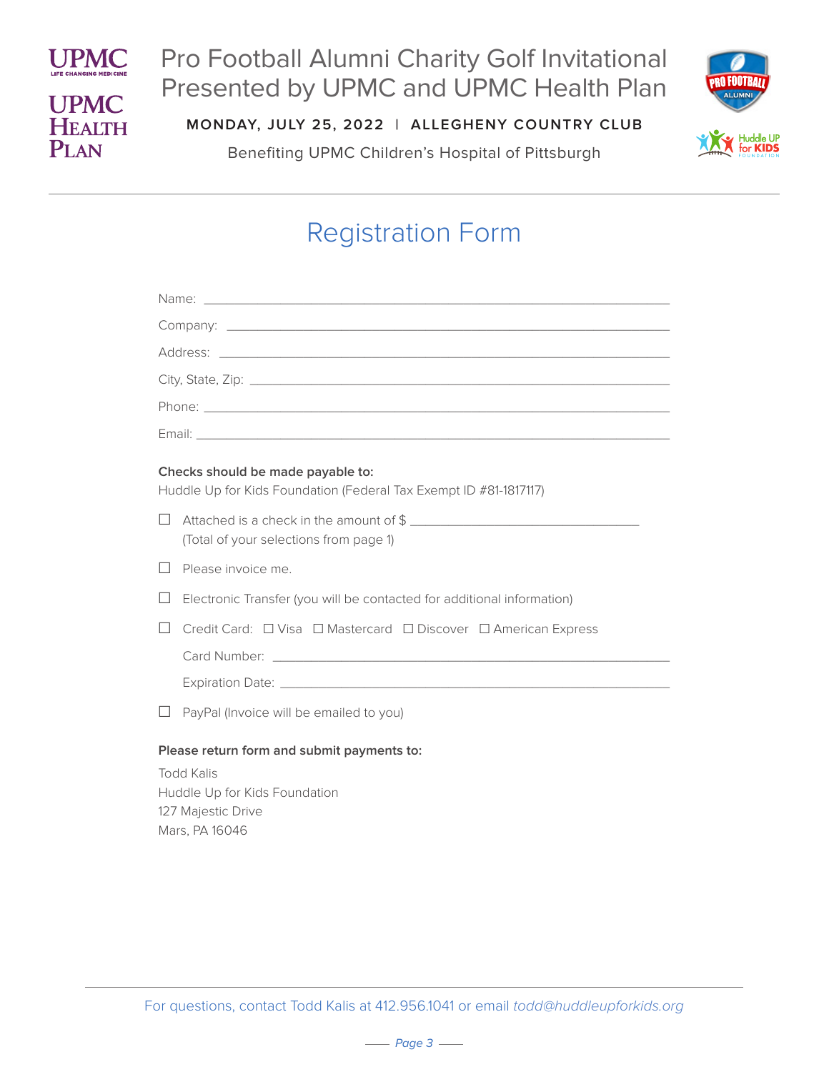# Pro Football Alumni Charity Golf Invitational
# Presented by UPMC and UPMC Health Plan

**MONDAY, JULY 25, 2022 | ALLEGHENY COUNTRY CLUB**

Benefiting UPMC Children's Hospital of Pittsburgh

## Registration Form

Name: ______________________________________________

Company: ______________________________________________

Address: ______________________________________________

City, State, Zip: ______________________________________________

Phone: ______________________________________________

Email: ______________________________________________

**Checks should be made payable to:**
Huddle Up for Kids Foundation (Federal Tax Exempt ID #81-1817117)

☐ Attached is a check in the amount of $ ______________________
(Total of your selections from page 1)

☐ Please invoice me.

☐ Electronic Transfer (you will be contacted for additional information)

☐ Credit Card: ☐ Visa ☐ Mastercard ☐ Discover ☐ American Express

Card Number: ______________________________________________

Expiration Date: ______________________________________________

☐ PayPal (Invoice will be emailed to you)

**Please return form and submit payments to:**

Todd Kalis
Huddle Up for Kids Foundation
127 Majestic Drive
Mars, PA 16046

For questions, contact Todd Kalis at 412.956.1041 or email *todd@huddleupforkids.org*